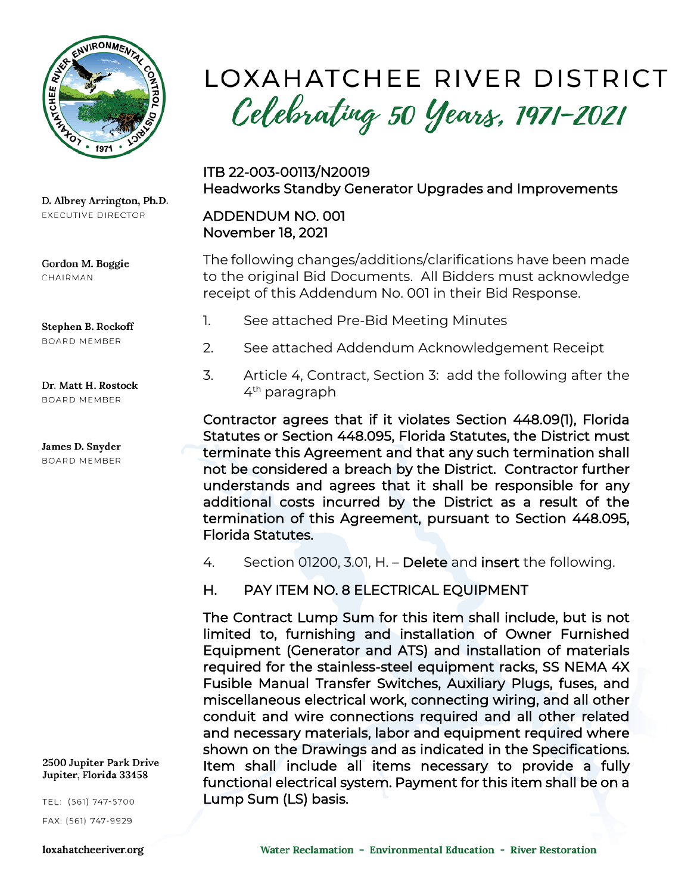# LOXAHATCHEE RIVER DISTRICT

*Celebrating 50 Years, 1971-2021*

D. Albrey Arrington, Ph.D.
EXECUTIVE DIRECTOR

Gordon M. Boggie
CHAIRMAN

Stephen B. Rockoff
BOARD MEMBER

Dr. Matt H. Rostock
BOARD MEMBER

James D. Snyder
BOARD MEMBER

2500 Jupiter Park Drive
Jupiter, Florida 33458

TEL: (561) 747-5700

FAX: (561) 747-9929

loxahatcheeriver.org

ITB 22-003-00113/N20019
Headworks Standby Generator Upgrades and Improvements

ADDENDUM NO. 001
November 18, 2021

The following changes/additions/clarifications have been made to the original Bid Documents. All Bidders must acknowledge receipt of this Addendum No. 001 in their Bid Response.

1. See attached Pre-Bid Meeting Minutes
2. See attached Addendum Acknowledgement Receipt
3. Article 4, Contract, Section 3: add the following after the 4th paragraph

Contractor agrees that if it violates Section 448.09(1), Florida Statutes or Section 448.095, Florida Statutes, the District must terminate this Agreement and that any such termination shall not be considered a breach by the District. Contractor further understands and agrees that it shall be responsible for any additional costs incurred by the District as a result of the termination of this Agreement, pursuant to Section 448.095, Florida Statutes.

4. Section 01200, 3.01, H. – Delete and insert the following.

H. PAY ITEM NO. 8 ELECTRICAL EQUIPMENT

The Contract Lump Sum for this item shall include, but is not limited to, furnishing and installation of Owner Furnished Equipment (Generator and ATS) and installation of materials required for the stainless-steel equipment racks, SS NEMA 4X Fusible Manual Transfer Switches, Auxiliary Plugs, fuses, and miscellaneous electrical work, connecting wiring, and all other conduit and wire connections required and all other related and necessary materials, labor and equipment required where shown on the Drawings and as indicated in the Specifications. Item shall include all items necessary to provide a fully functional electrical system. Payment for this item shall be on a Lump Sum (LS) basis.

Water Reclamation - Environmental Education - River Restoration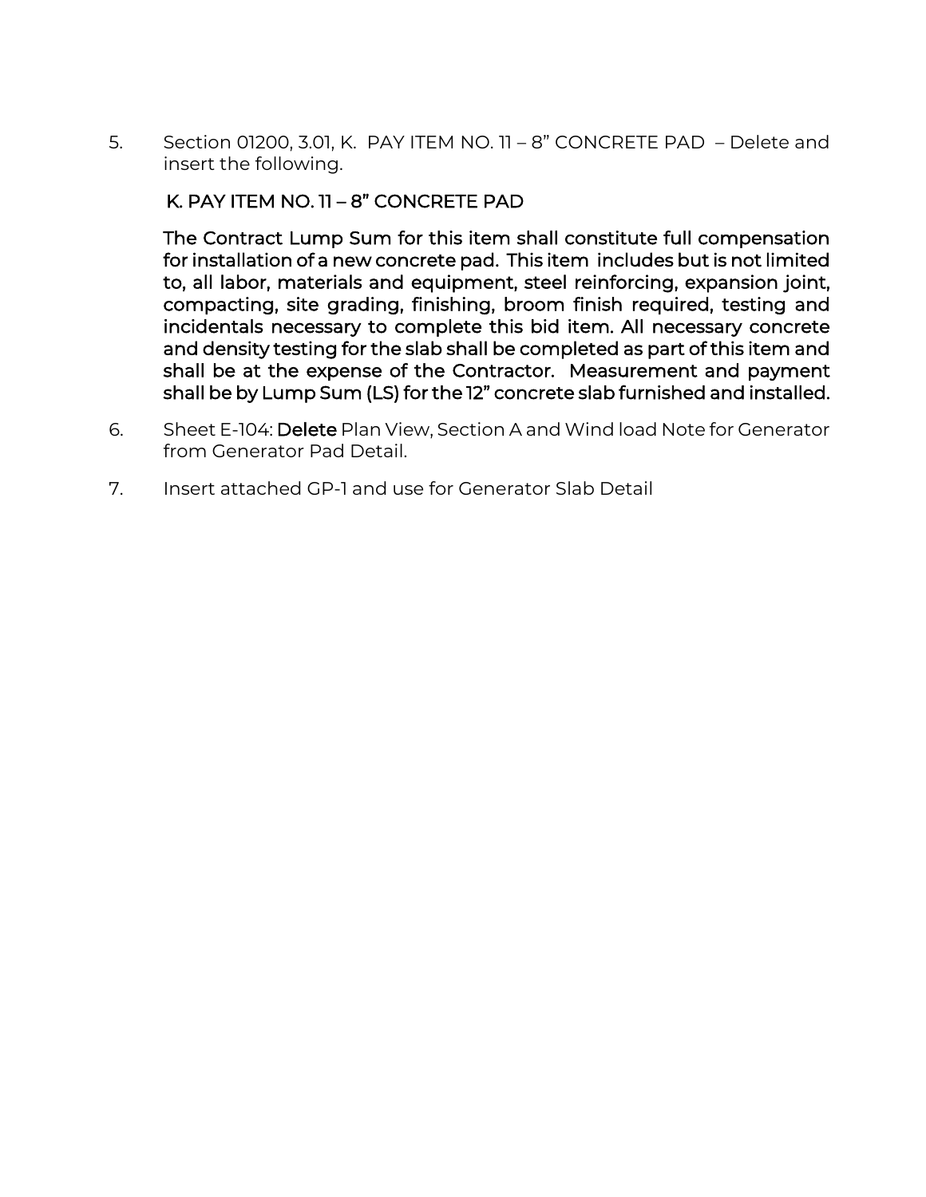5. Section 01200, 3.01, K. PAY ITEM NO. 11 – 8” CONCRETE PAD – Delete and insert the following.

   K. PAY ITEM NO. 11 – 8” CONCRETE PAD

   The Contract Lump Sum for this item shall constitute full compensation for installation of a new concrete pad. This item includes but is not limited to, all labor, materials and equipment, steel reinforcing, expansion joint, compacting, site grading, finishing, broom finish required, testing and incidentals necessary to complete this bid item. All necessary concrete and density testing for the slab shall be completed as part of this item and shall be at the expense of the Contractor. Measurement and payment shall be by Lump Sum (LS) for the 12” concrete slab furnished and installed.

6. Sheet E-104: **Delete** Plan View, Section A and Wind load Note for Generator from Generator Pad Detail.

7. Insert attached GP-1 and use for Generator Slab Detail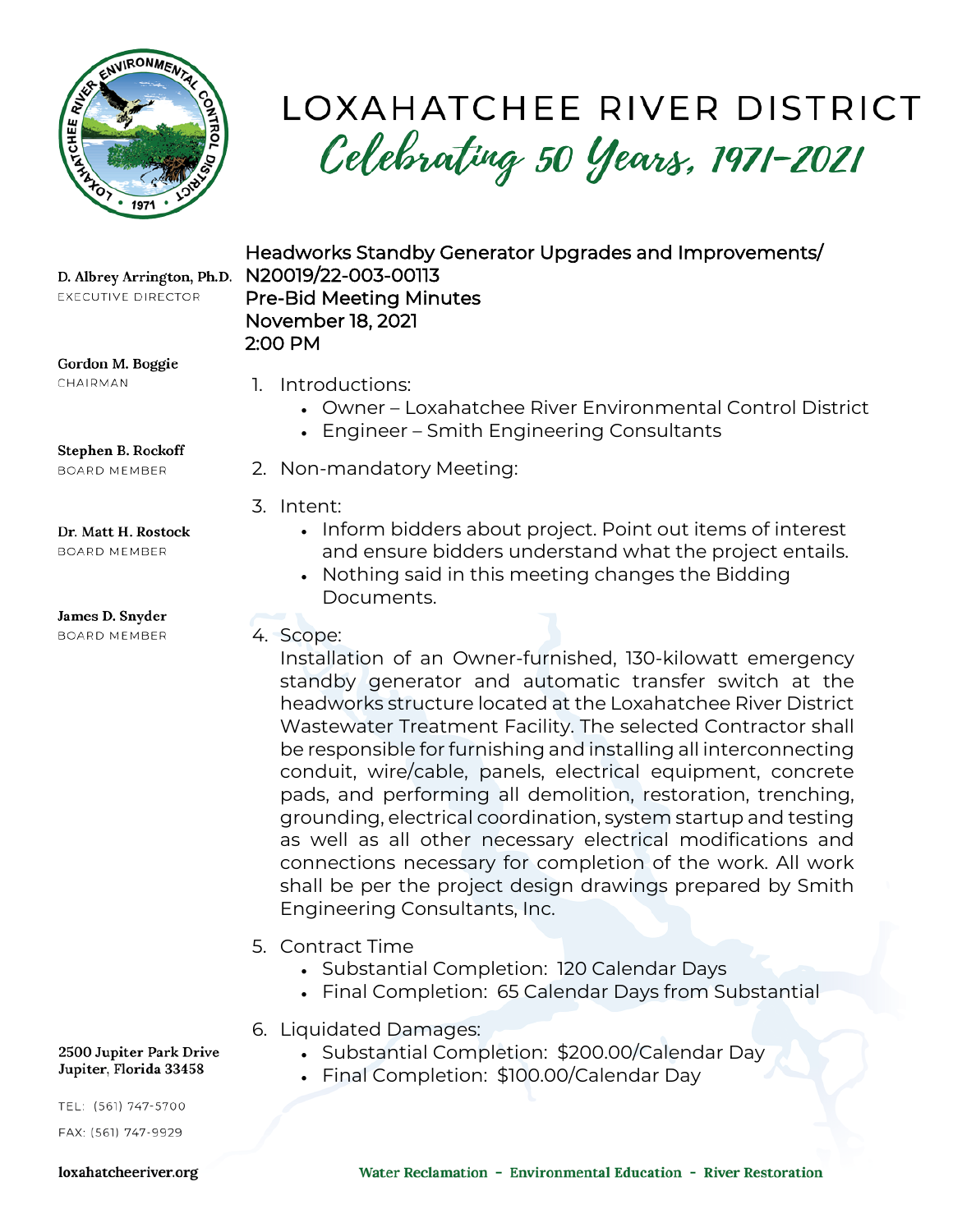# LOXAHATCHEE RIVER DISTRICT

*Celebrating 50 Years, 1971-2021*

D. Albrey Arrington, Ph.D.
EXECUTIVE DIRECTOR

Gordon M. Boggie
CHAIRMAN

Stephen B. Rockoff
BOARD MEMBER

Dr. Matt H. Rostock
BOARD MEMBER

James D. Snyder
BOARD MEMBER

2500 Jupiter Park Drive
Jupiter, Florida 33458

TEL: (561) 747-5700
FAX: (561) 747-9929

loxahatcheeriver.org

## Headworks Standby Generator Upgrades and Improvements/ N20019/22-003-00113
## Pre-Bid Meeting Minutes
## November 18, 2021
## 2:00 PM

1. Introductions:
   - Owner – Loxahatchee River Environmental Control District
   - Engineer – Smith Engineering Consultants
2. Non-mandatory Meeting:
3. Intent:
   - Inform bidders about project. Point out items of interest and ensure bidders understand what the project entails.
   - Nothing said in this meeting changes the Bidding Documents.
4. Scope:
   Installation of an Owner-furnished, 130-kilowatt emergency standby generator and automatic transfer switch at the headworks structure located at the Loxahatchee River District Wastewater Treatment Facility. The selected Contractor shall be responsible for furnishing and installing all interconnecting conduit, wire/cable, panels, electrical equipment, concrete pads, and performing all demolition, restoration, trenching, grounding, electrical coordination, system startup and testing as well as all other necessary electrical modifications and connections necessary for completion of the work. All work shall be per the project design drawings prepared by Smith Engineering Consultants, Inc.
5. Contract Time
   - Substantial Completion: 120 Calendar Days
   - Final Completion: 65 Calendar Days from Substantial
6. Liquidated Damages:
   - Substantial Completion: $200.00/Calendar Day
   - Final Completion: $100.00/Calendar Day

Water Reclamation - Environmental Education - River Restoration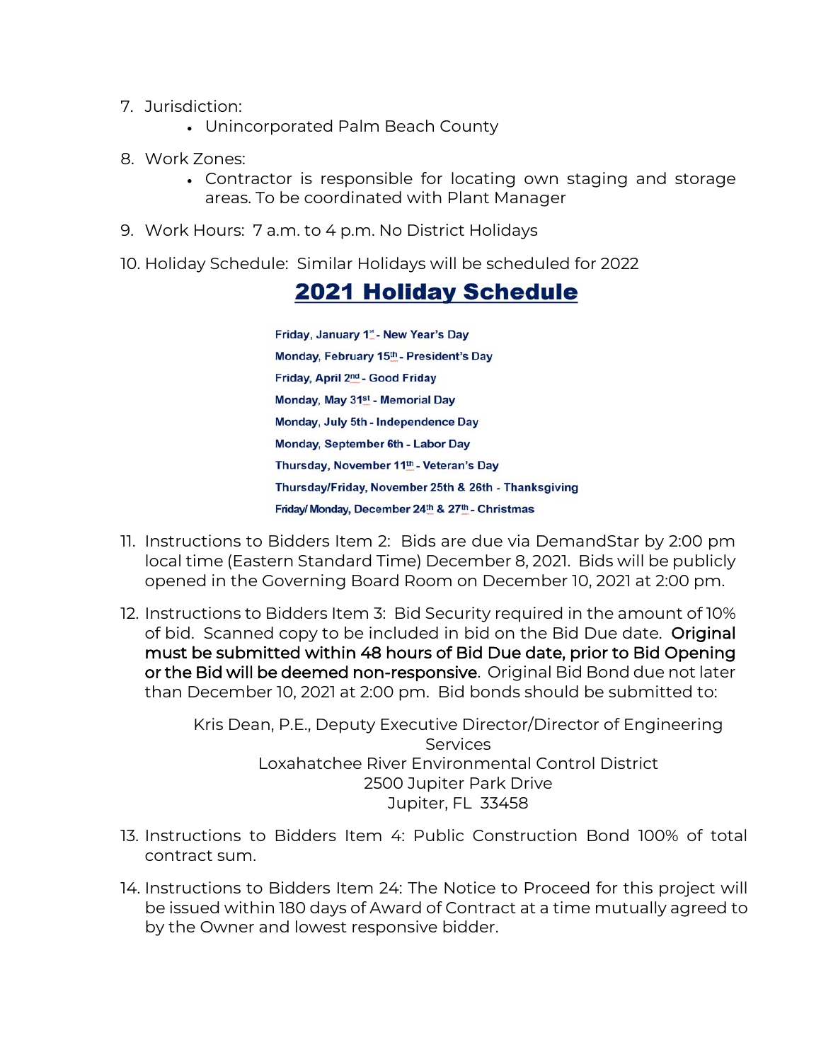7. Jurisdiction:
   - Unincorporated Palm Beach County

8. Work Zones:
   - Contractor is responsible for locating own staging and storage areas. To be coordinated with Plant Manager

9. Work Hours: 7 a.m. to 4 p.m. No District Holidays

10. Holiday Schedule: Similar Holidays will be scheduled for 2022

## 2021 Holiday Schedule

Friday, January 1st - New Year's Day
Monday, February 15th - President's Day
Friday, April 2nd - Good Friday
Monday, May 31st - Memorial Day
Monday, July 5th - Independence Day
Monday, September 6th - Labor Day
Thursday, November 11th - Veteran's Day
Thursday/Friday, November 25th & 26th - Thanksgiving
Friday/ Monday, December 24th & 27th - Christmas

11. Instructions to Bidders Item 2: Bids are due via DemandStar by 2:00 pm local time (Eastern Standard Time) December 8, 2021. Bids will be publicly opened in the Governing Board Room on December 10, 2021 at 2:00 pm.

12. Instructions to Bidders Item 3: Bid Security required in the amount of 10% of bid. Scanned copy to be included in bid on the Bid Due date. **Original must be submitted within 48 hours of Bid Due date, prior to Bid Opening or the Bid will be deemed non-responsive**. Original Bid Bond due not later than December 10, 2021 at 2:00 pm. Bid bonds should be submitted to:

    Kris Dean, P.E., Deputy Executive Director/Director of Engineering Services
    Loxahatchee River Environmental Control District
    2500 Jupiter Park Drive
    Jupiter, FL 33458

13. Instructions to Bidders Item 4: Public Construction Bond 100% of total contract sum.

14. Instructions to Bidders Item 24: The Notice to Proceed for this project will be issued within 180 days of Award of Contract at a time mutually agreed to by the Owner and lowest responsive bidder.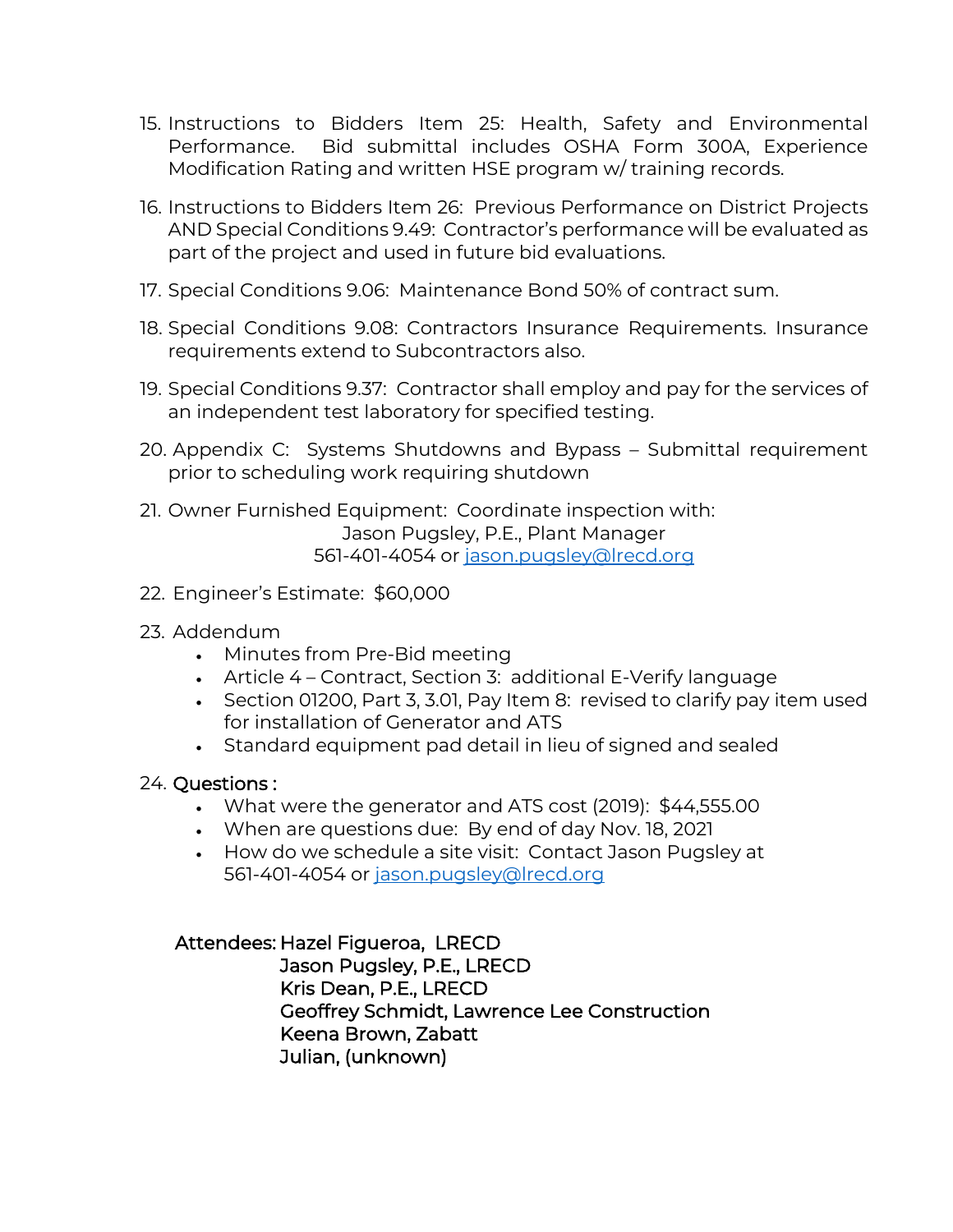15. Instructions to Bidders Item 25: Health, Safety and Environmental Performance. Bid submittal includes OSHA Form 300A, Experience Modification Rating and written HSE program w/ training records.

16. Instructions to Bidders Item 26: Previous Performance on District Projects AND Special Conditions 9.49: Contractor's performance will be evaluated as part of the project and used in future bid evaluations.

17. Special Conditions 9.06: Maintenance Bond 50% of contract sum.

18. Special Conditions 9.08: Contractors Insurance Requirements. Insurance requirements extend to Subcontractors also.

19. Special Conditions 9.37: Contractor shall employ and pay for the services of an independent test laboratory for specified testing.

20. Appendix C: Systems Shutdowns and Bypass – Submittal requirement prior to scheduling work requiring shutdown

21. Owner Furnished Equipment: Coordinate inspection with:
    Jason Pugsley, P.E., Plant Manager
    561-401-4054 or jason.pugsley@lrecd.org

22. Engineer's Estimate: $60,000

23. Addendum
    - Minutes from Pre-Bid meeting
    - Article 4 – Contract, Section 3: additional E-Verify language
    - Section 01200, Part 3, 3.01, Pay Item 8: revised to clarify pay item used for installation of Generator and ATS
    - Standard equipment pad detail in lieu of signed and sealed

24. Questions :
    - What were the generator and ATS cost (2019): $44,555.00
    - When are questions due: By end of day Nov. 18, 2021
    - How do we schedule a site visit: Contact Jason Pugsley at 561-401-4054 or jason.pugsley@lrecd.org

Attendees: Hazel Figueroa, LRECD
Jason Pugsley, P.E., LRECD
Kris Dean, P.E., LRECD
Geoffrey Schmidt, Lawrence Lee Construction
Keena Brown, Zabatt
Julian, (unknown)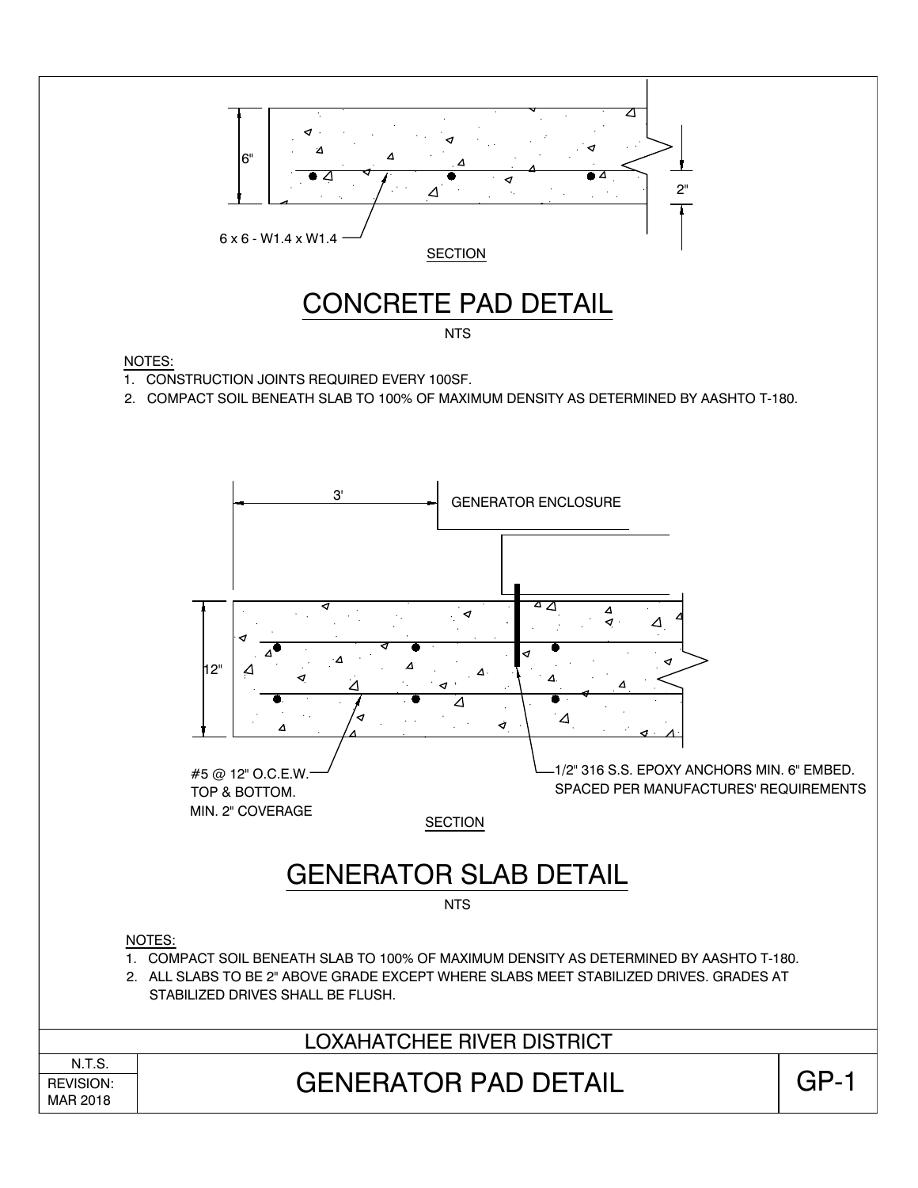6"

2"

6 x 6 - W1.4 x W1.4

SECTION

# CONCRETE PAD DETAIL

NTS

NOTES:

1. CONSTRUCTION JOINTS REQUIRED EVERY 100SF.
2. COMPACT SOIL BENEATH SLAB TO 100% OF MAXIMUM DENSITY AS DETERMINED BY AASHTO T-180.

3'

GENERATOR ENCLOSURE

12"

#5 @ 12" O.C.E.W.
TOP & BOTTOM.
MIN. 2" COVERAGE

1/2" 316 S.S. EPOXY ANCHORS MIN. 6" EMBED.
SPACED PER MANUFACTURES' REQUIREMENTS

SECTION

# GENERATOR SLAB DETAIL

NTS

NOTES:

1. COMPACT SOIL BENEATH SLAB TO 100% OF MAXIMUM DENSITY AS DETERMINED BY AASHTO T-180.
2. ALL SLABS TO BE 2" ABOVE GRADE EXCEPT WHERE SLABS MEET STABILIZED DRIVES. GRADES AT STABILIZED DRIVES SHALL BE FLUSH.

| | | |
|---|---|---|
| | LOXAHATCHEE RIVER DISTRICT | |
| N.T.S.<br>REVISION:<br>MAR 2018 | GENERATOR PAD DETAIL | GP-1 |